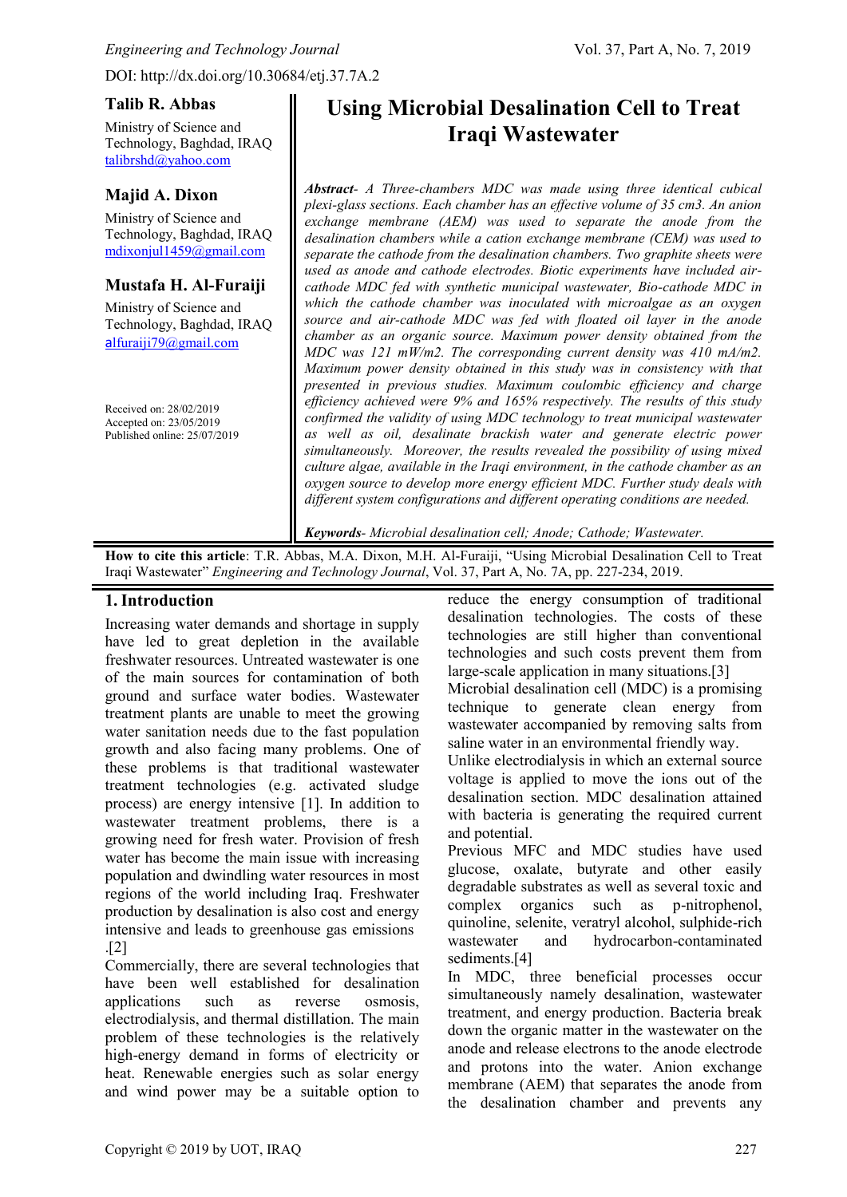DOI: http://dx.doi.org/10.30684/etj.37.7A.2

# Using Microbial Desalination Cell to Treat Iraqi Wastewater

**Talib R. Abbas**
Ministry of Science and Technology, Baghdad, IRAQ
talibrshd@yahoo.com

**Majid A. Dixon**
Ministry of Science and Technology, Baghdad, IRAQ
mdixonjul1459@gmail.com

**Mustafa H. Al-Furaiji**
Ministry of Science and Technology, Baghdad, IRAQ
alfuraiji79@gmail.com

Received on: 28/02/2019
Accepted on: 23/05/2019
Published online: 25/07/2019

***Abstract***- *A Three-chambers MDC was made using three identical cubical plexi-glass sections. Each chamber has an effective volume of 35 cm3. An anion exchange membrane (AEM) was used to separate the anode from the desalination chambers while a cation exchange membrane (CEM) was used to separate the cathode from the desalination chambers. Two graphite sheets were used as anode and cathode electrodes. Biotic experiments have included air-cathode MDC fed with synthetic municipal wastewater, Bio-cathode MDC in which the cathode chamber was inoculated with microalgae as an oxygen source and air-cathode MDC was fed with floated oil layer in the anode chamber as an organic source. Maximum power density obtained from the MDC was 121 mW/m2. The corresponding current density was 410 mA/m2. Maximum power density obtained in this study was in consistency with that presented in previous studies. Maximum coulombic efficiency and charge efficiency achieved were 9% and 165% respectively. The results of this study confirmed the validity of using MDC technology to treat municipal wastewater as well as oil, desalinate brackish water and generate electric power simultaneously. Moreover, the results revealed the possibility of using mixed culture algae, available in the Iraqi environment, in the cathode chamber as an oxygen source to develop more energy efficient MDC. Further study deals with different system configurations and different operating conditions are needed.*

***Keywords***- *Microbial desalination cell; Anode; Cathode; Wastewater.*

**How to cite this article**: T.R. Abbas, M.A. Dixon, M.H. Al-Furaiji, "Using Microbial Desalination Cell to Treat Iraqi Wastewater" *Engineering and Technology Journal*, Vol. 37, Part A, No. 7A, pp. 227-234, 2019.

## 1. Introduction

Increasing water demands and shortage in supply have led to great depletion in the available freshwater resources. Untreated wastewater is one of the main sources for contamination of both ground and surface water bodies. Wastewater treatment plants are unable to meet the growing water sanitation needs due to the fast population growth and also facing many problems. One of these problems is that traditional wastewater treatment technologies (e.g. activated sludge process) are energy intensive [1]. In addition to wastewater treatment problems, there is a growing need for fresh water. Provision of fresh water has become the main issue with increasing population and dwindling water resources in most regions of the world including Iraq. Freshwater production by desalination is also cost and energy intensive and leads to greenhouse gas emissions .[2]

Commercially, there are several technologies that have been well established for desalination applications such as reverse osmosis, electrodialysis, and thermal distillation. The main problem of these technologies is the relatively high-energy demand in forms of electricity or heat. Renewable energies such as solar energy and wind power may be a suitable option to reduce the energy consumption of traditional desalination technologies. The costs of these technologies are still higher than conventional technologies and such costs prevent them from large-scale application in many situations.[3]

Microbial desalination cell (MDC) is a promising technique to generate clean energy from wastewater accompanied by removing salts from saline water in an environmental friendly way.

Unlike electrodialysis in which an external source voltage is applied to move the ions out of the desalination section. MDC desalination attained with bacteria is generating the required current and potential.

Previous MFC and MDC studies have used glucose, oxalate, butyrate and other easily degradable substrates as well as several toxic and complex organics such as p-nitrophenol, quinoline, selenite, veratryl alcohol, sulphide-rich wastewater and hydrocarbon-contaminated sediments.[4]

In MDC, three beneficial processes occur simultaneously namely desalination, wastewater treatment, and energy production. Bacteria break down the organic matter in the wastewater on the anode and release electrons to the anode electrode and protons into the water. Anion exchange membrane (AEM) that separates the anode from the desalination chamber and prevents any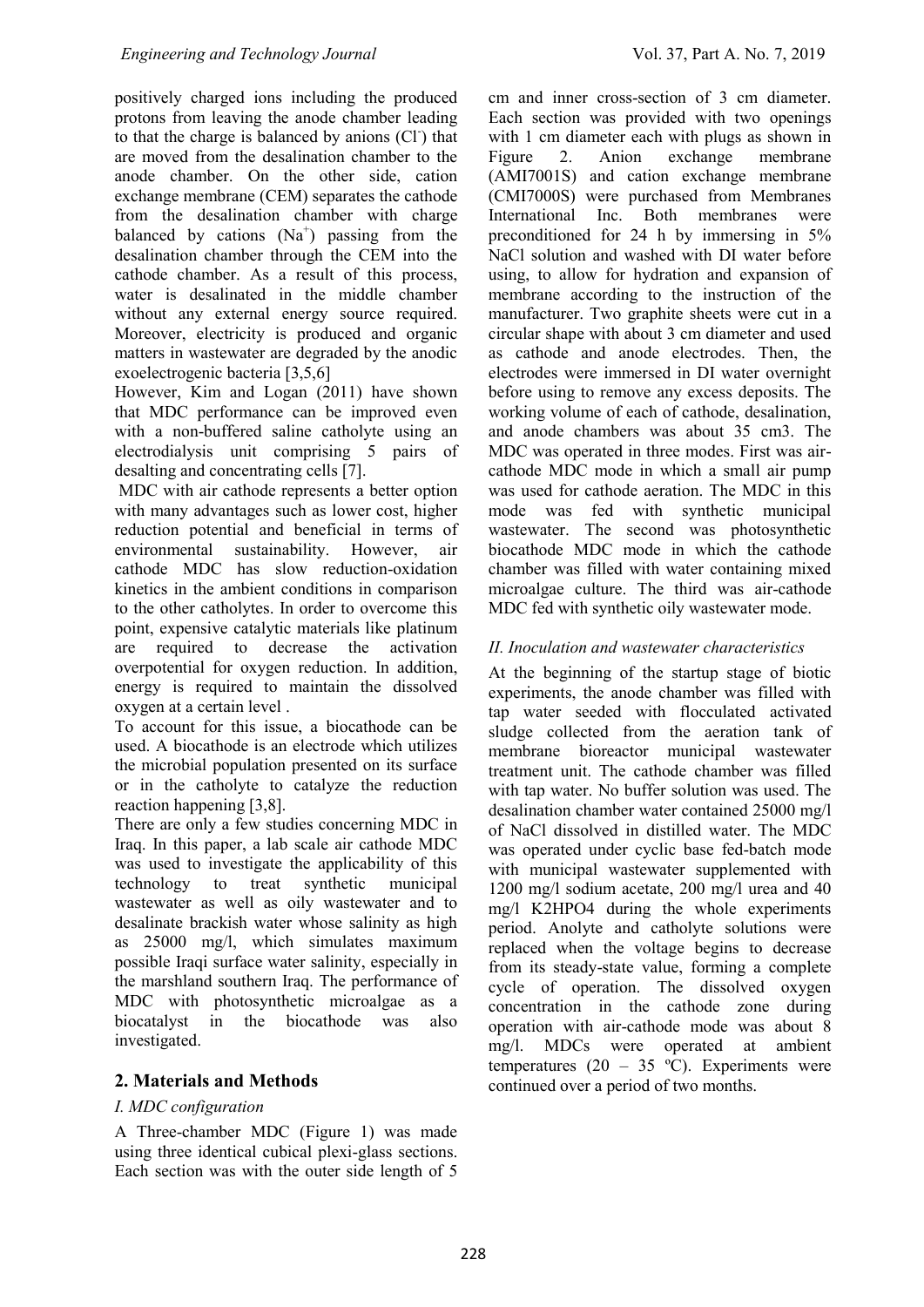positively charged ions including the produced protons from leaving the anode chamber leading to that the charge is balanced by anions ($Cl^-$) that are moved from the desalination chamber to the anode chamber. On the other side, cation exchange membrane (CEM) separates the cathode from the desalination chamber with charge balanced by cations ($Na^+$) passing from the desalination chamber through the CEM into the cathode chamber. As a result of this process, water is desalinated in the middle chamber without any external energy source required. Moreover, electricity is produced and organic matters in wastewater are degraded by the anodic exoelectrogenic bacteria [3,5,6]

However, Kim and Logan (2011) have shown that MDC performance can be improved even with a non-buffered saline catholyte using an electrodialysis unit comprising 5 pairs of desalting and concentrating cells [7].

MDC with air cathode represents a better option with many advantages such as lower cost, higher reduction potential and beneficial in terms of environmental sustainability. However, air cathode MDC has slow reduction-oxidation kinetics in the ambient conditions in comparison to the other catholytes. In order to overcome this point, expensive catalytic materials like platinum are required to decrease the activation overpotential for oxygen reduction. In addition, energy is required to maintain the dissolved oxygen at a certain level .

To account for this issue, a biocathode can be used. A biocathode is an electrode which utilizes the microbial population presented on its surface or in the catholyte to catalyze the reduction reaction happening [3,8].

There are only a few studies concerning MDC in Iraq. In this paper, a lab scale air cathode MDC was used to investigate the applicability of this technology to treat synthetic municipal wastewater as well as oily wastewater and to desalinate brackish water whose salinity as high as 25000 mg/l, which simulates maximum possible Iraqi surface water salinity, especially in the marshland southern Iraq. The performance of MDC with photosynthetic microalgae as a biocatalyst in the biocathode was also investigated.

## 2. Materials and Methods

### *I. MDC configuration*

A Three-chamber MDC (Figure 1) was made using three identical cubical plexi-glass sections. Each section was with the outer side length of 5 cm and inner cross-section of 3 cm diameter. Each section was provided with two openings with 1 cm diameter each with plugs as shown in Figure 2. Anion exchange membrane (AMI7001S) and cation exchange membrane (CMI7000S) were purchased from Membranes International Inc. Both membranes were preconditioned for 24 h by immersing in 5% NaCl solution and washed with DI water before using, to allow for hydration and expansion of membrane according to the instruction of the manufacturer. Two graphite sheets were cut in a circular shape with about 3 cm diameter and used as cathode and anode electrodes. Then, the electrodes were immersed in DI water overnight before using to remove any excess deposits. The working volume of each of cathode, desalination, and anode chambers was about 35 cm3. The MDC was operated in three modes. First was air-cathode MDC mode in which a small air pump was used for cathode aeration. The MDC in this mode was fed with synthetic municipal wastewater. The second was photosynthetic biocathode MDC mode in which the cathode chamber was filled with water containing mixed microalgae culture. The third was air-cathode MDC fed with synthetic oily wastewater mode.

### *II. Inoculation and wastewater characteristics*

At the beginning of the startup stage of biotic experiments, the anode chamber was filled with tap water seeded with flocculated activated sludge collected from the aeration tank of membrane bioreactor municipal wastewater treatment unit. The cathode chamber was filled with tap water. No buffer solution was used. The desalination chamber water contained 25000 mg/l of NaCl dissolved in distilled water. The MDC was operated under cyclic base fed-batch mode with municipal wastewater supplemented with 1200 mg/l sodium acetate, 200 mg/l urea and 40 mg/l $K_2HPO_4$ during the whole experiments period. Anolyte and catholyte solutions were replaced when the voltage begins to decrease from its steady-state value, forming a complete cycle of operation. The dissolved oxygen concentration in the cathode zone during operation with air-cathode mode was about 8 mg/l. MDCs were operated at ambient temperatures (20 – 35 ºC). Experiments were continued over a period of two months.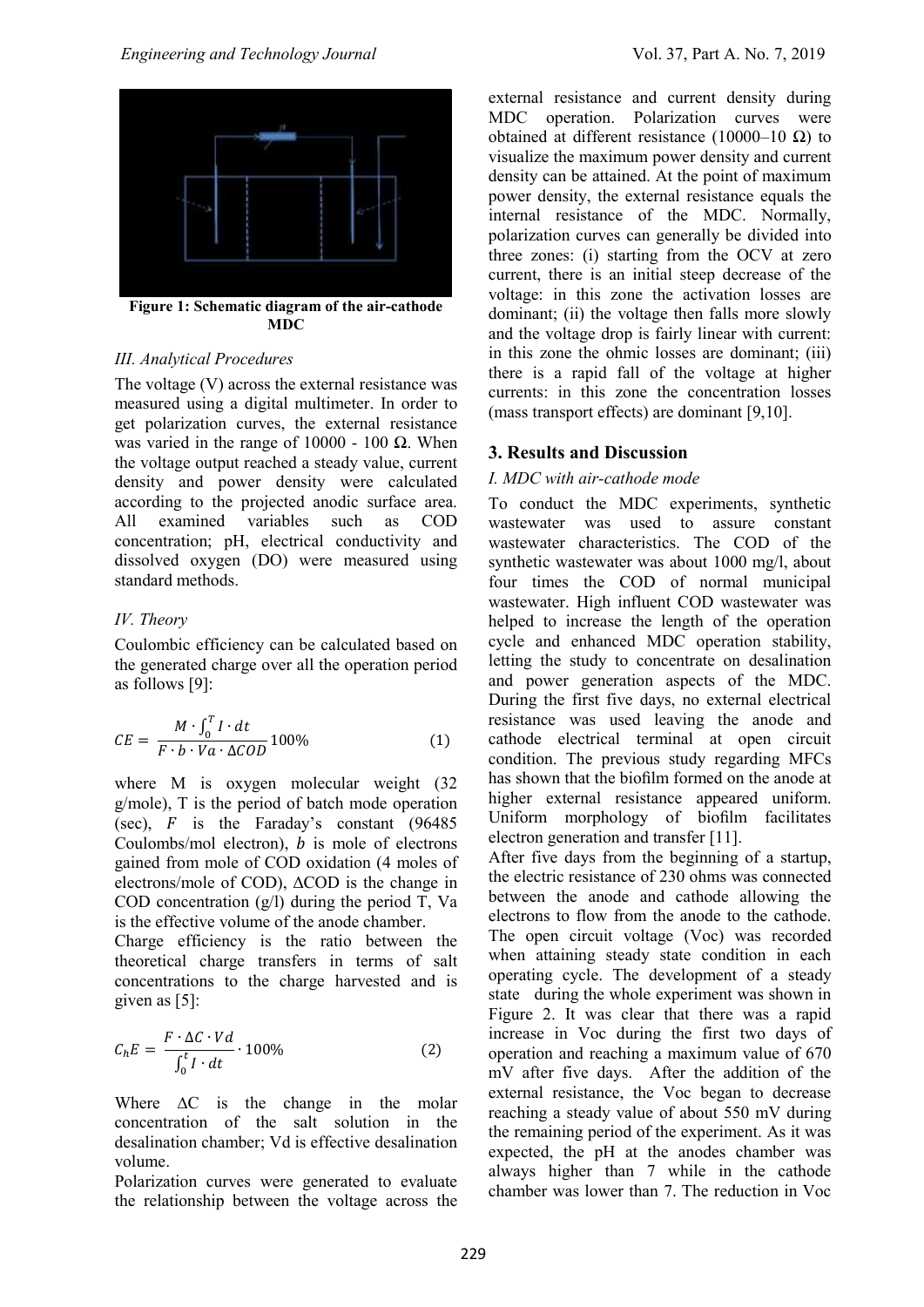Figure 1: Schematic diagram of the air-cathode MDC

### III. Analytical Procedures

The voltage (V) across the external resistance was measured using a digital multimeter. In order to get polarization curves, the external resistance was varied in the range of 10000 - 100 Ω. When the voltage output reached a steady value, current density and power density were calculated according to the projected anodic surface area. All examined variables such as COD concentration; pH, electrical conductivity and dissolved oxygen (DO) were measured using standard methods.

### IV. Theory

Coulombic efficiency can be calculated based on the generated charge over all the operation period as follows [9]:

$$CE = \frac{M \cdot \int_0^T I \cdot dt}{F \cdot b \cdot Va \cdot \Delta COD} 100\% \qquad (1)$$

where M is oxygen molecular weight (32 g/mole), T is the period of batch mode operation (sec), $F$ is the Faraday's constant (96485 Coulombs/mol electron), $b$ is mole of electrons gained from mole of COD oxidation (4 moles of electrons/mole of COD), ΔCOD is the change in COD concentration (g/l) during the period T, Va is the effective volume of the anode chamber.

Charge efficiency is the ratio between the theoretical charge transfers in terms of salt concentrations to the charge harvested and is given as [5]:

$$C_hE = \frac{F \cdot \Delta C \cdot Vd}{\int_0^t I \cdot dt} \cdot 100\% \qquad (2)$$

Where ΔC is the change in the molar concentration of the salt solution in the desalination chamber; Vd is effective desalination volume.

Polarization curves were generated to evaluate the relationship between the voltage across the external resistance and current density during MDC operation. Polarization curves were obtained at different resistance (10000–10 Ω) to visualize the maximum power density and current density can be attained. At the point of maximum power density, the external resistance equals the internal resistance of the MDC. Normally, polarization curves can generally be divided into three zones: (i) starting from the OCV at zero current, there is an initial steep decrease of the voltage: in this zone the activation losses are dominant; (ii) the voltage then falls more slowly and the voltage drop is fairly linear with current: in this zone the ohmic losses are dominant; (iii) there is a rapid fall of the voltage at higher currents: in this zone the concentration losses (mass transport effects) are dominant [9,10].

## 3. Results and Discussion

### I. MDC with air-cathode mode

To conduct the MDC experiments, synthetic wastewater was used to assure constant wastewater characteristics. The COD of the synthetic wastewater was about 1000 mg/l, about four times the COD of normal municipal wastewater. High influent COD wastewater was helped to increase the length of the operation cycle and enhanced MDC operation stability, letting the study to concentrate on desalination and power generation aspects of the MDC. During the first five days, no external electrical resistance was used leaving the anode and cathode electrical terminal at open circuit condition. The previous study regarding MFCs has shown that the biofilm formed on the anode at higher external resistance appeared uniform. Uniform morphology of biofilm facilitates electron generation and transfer [11].

After five days from the beginning of a startup, the electric resistance of 230 ohms was connected between the anode and cathode allowing the electrons to flow from the anode to the cathode. The open circuit voltage (Voc) was recorded when attaining steady state condition in each operating cycle. The development of a steady state during the whole experiment was shown in Figure 2. It was clear that there was a rapid increase in Voc during the first two days of operation and reaching a maximum value of 670 mV after five days. After the addition of the external resistance, the Voc began to decrease reaching a steady value of about 550 mV during the remaining period of the experiment. As it was expected, the pH at the anodes chamber was always higher than 7 while in the cathode chamber was lower than 7. The reduction in Voc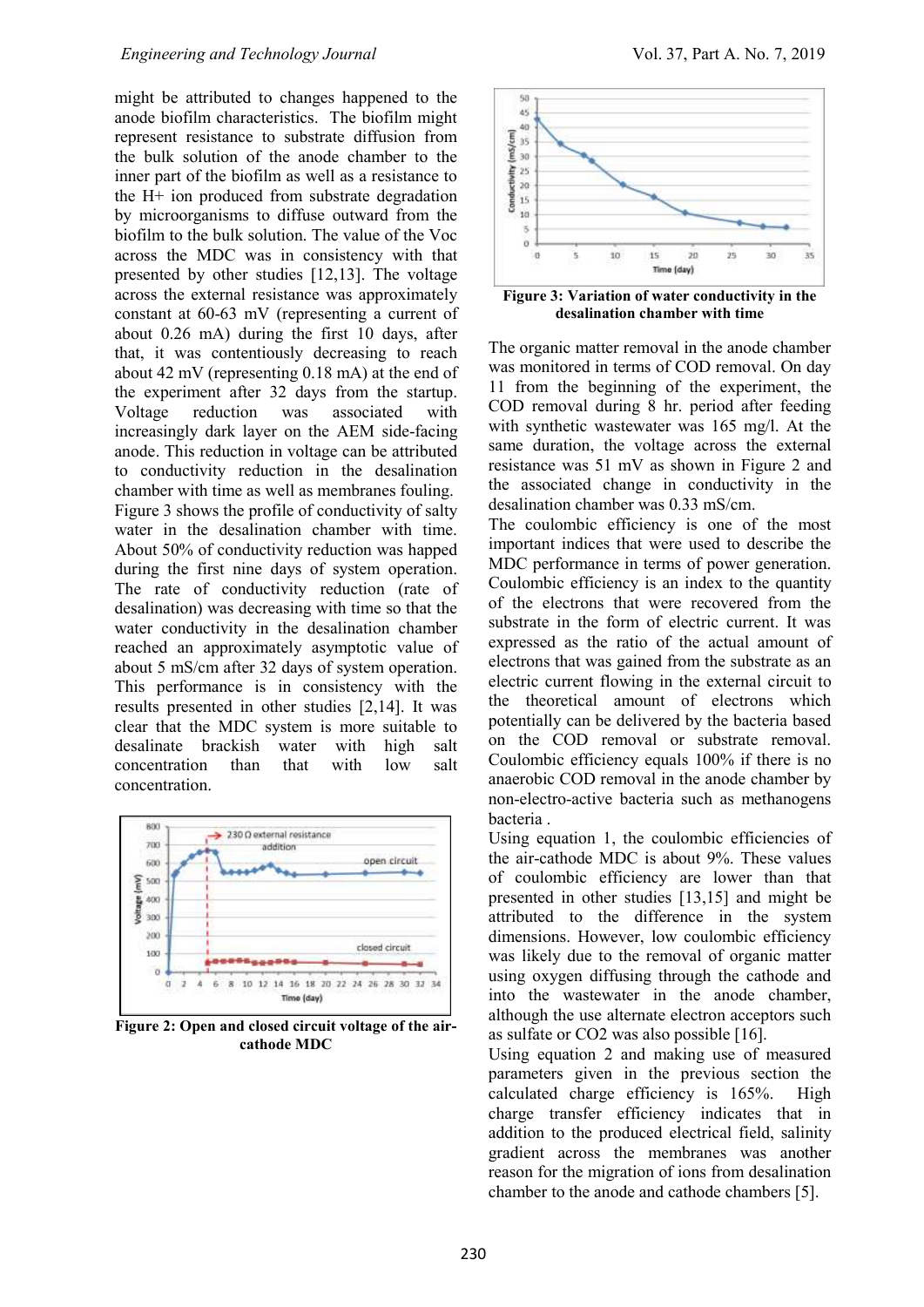might be attributed to changes happened to the anode biofilm characteristics. The biofilm might represent resistance to substrate diffusion from the bulk solution of the anode chamber to the inner part of the biofilm as well as a resistance to the H+ ion produced from substrate degradation by microorganisms to diffuse outward from the biofilm to the bulk solution. The value of the Voc across the MDC was in consistency with that presented by other studies [12,13]. The voltage across the external resistance was approximately constant at 60-63 mV (representing a current of about 0.26 mA) during the first 10 days, after that, it was contentiously decreasing to reach about 42 mV (representing 0.18 mA) at the end of the experiment after 32 days from the startup. Voltage reduction was associated with increasingly dark layer on the AEM side-facing anode. This reduction in voltage can be attributed to conductivity reduction in the desalination chamber with time as well as membranes fouling. Figure 3 shows the profile of conductivity of salty water in the desalination chamber with time. About 50% of conductivity reduction was happed during the first nine days of system operation. The rate of conductivity reduction (rate of desalination) was decreasing with time so that the water conductivity in the desalination chamber reached an approximately asymptotic value of about 5 mS/cm after 32 days of system operation. This performance is in consistency with the results presented in other studies [2,14]. It was clear that the MDC system is more suitable to desalinate brackish water with high salt concentration than that with low salt concentration.

**Figure 2: Open and closed circuit voltage of the air-cathode MDC**

**Figure 3: Variation of water conductivity in the desalination chamber with time**

The organic matter removal in the anode chamber was monitored in terms of COD removal. On day 11 from the beginning of the experiment, the COD removal during 8 hr. period after feeding with synthetic wastewater was 165 mg/l. At the same duration, the voltage across the external resistance was 51 mV as shown in Figure 2 and the associated change in conductivity in the desalination chamber was 0.33 mS/cm.

The coulombic efficiency is one of the most important indices that were used to describe the MDC performance in terms of power generation. Coulombic efficiency is an index to the quantity of the electrons that were recovered from the substrate in the form of electric current. It was expressed as the ratio of the actual amount of electrons that was gained from the substrate as an electric current flowing in the external circuit to the theoretical amount of electrons which potentially can be delivered by the bacteria based on the COD removal or substrate removal. Coulombic efficiency equals 100% if there is no anaerobic COD removal in the anode chamber by non-electro-active bacteria such as methanogens bacteria .

Using equation 1, the coulombic efficiencies of the air-cathode MDC is about 9%. These values of coulombic efficiency are lower than that presented in other studies [13,15] and might be attributed to the difference in the system dimensions. However, low coulombic efficiency was likely due to the removal of organic matter using oxygen diffusing through the cathode and into the wastewater in the anode chamber, although the use alternate electron acceptors such as sulfate or CO2 was also possible [16].

Using equation 2 and making use of measured parameters given in the previous section the calculated charge efficiency is 165%. High charge transfer efficiency indicates that in addition to the produced electrical field, salinity gradient across the membranes was another reason for the migration of ions from desalination chamber to the anode and cathode chambers [5].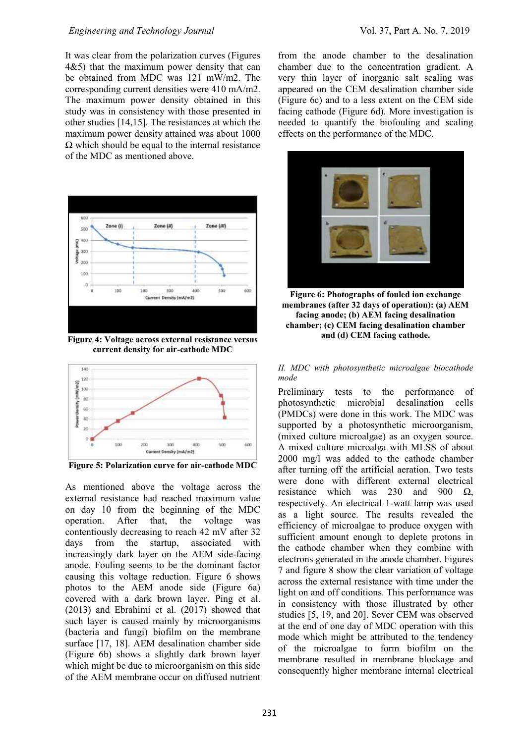It was clear from the polarization curves (Figures 4&5) that the maximum power density that can be obtained from MDC was 121 mW/m2. The corresponding current densities were 410 mA/m2. The maximum power density obtained in this study was in consistency with those presented in other studies [14,15]. The resistances at which the maximum power density attained was about 1000 Ω which should be equal to the internal resistance of the MDC as mentioned above.

**Figure 4: Voltage across external resistance versus current density for air-cathode MDC**

**Figure 5: Polarization curve for air-cathode MDC**

As mentioned above the voltage across the external resistance had reached maximum value on day 10 from the beginning of the MDC operation. After that, the voltage was contentiously decreasing to reach 42 mV after 32 days from the startup, associated with increasingly dark layer on the AEM side-facing anode. Fouling seems to be the dominant factor causing this voltage reduction. Figure 6 shows photos to the AEM anode side (Figure 6a) covered with a dark brown layer. Ping et al. (2013) and Ebrahimi et al. (2017) showed that such layer is caused mainly by microorganisms (bacteria and fungi) biofilm on the membrane surface [17, 18]. AEM desalination chamber side (Figure 6b) shows a slightly dark brown layer which might be due to microorganism on this side of the AEM membrane occur on diffused nutrient from the anode chamber to the desalination chamber due to the concentration gradient. A very thin layer of inorganic salt scaling was appeared on the CEM desalination chamber side (Figure 6c) and to a less extent on the CEM side facing cathode (Figure 6d). More investigation is needed to quantify the biofouling and scaling effects on the performance of the MDC.

**Figure 6: Photographs of fouled ion exchange membranes (after 32 days of operation): (a) AEM facing anode; (b) AEM facing desalination chamber; (c) CEM facing desalination chamber and (d) CEM facing cathode.**

*II. MDC with photosynthetic microalgae biocathode mode*

Preliminary tests to the performance of photosynthetic microbial desalination cells (PMDCs) were done in this work. The MDC was supported by a photosynthetic microorganism, (mixed culture microalgae) as an oxygen source. A mixed culture microalga with MLSS of about 2000 mg/l was added to the cathode chamber after turning off the artificial aeration. Two tests were done with different external electrical resistance which was 230 and 900 Ω, respectively. An electrical 1-watt lamp was used as a light source. The results revealed the efficiency of microalgae to produce oxygen with sufficient amount enough to deplete protons in the cathode chamber when they combine with electrons generated in the anode chamber. Figures 7 and figure 8 show the clear variation of voltage across the external resistance with time under the light on and off conditions. This performance was in consistency with those illustrated by other studies [5, 19, and 20]. Sever CEM was observed at the end of one day of MDC operation with this mode which might be attributed to the tendency of the microalgae to form biofilm on the membrane resulted in membrane blockage and consequently higher membrane internal electrical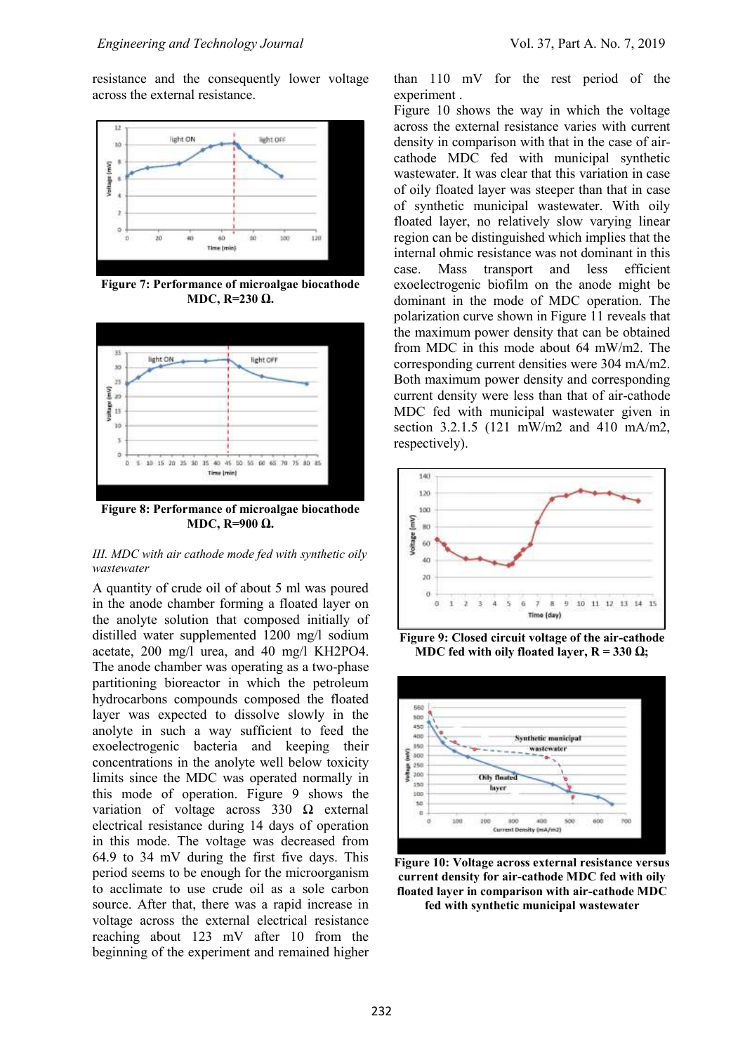resistance and the consequently lower voltage across the external resistance.

**Figure 7: Performance of microalgae biocathode MDC, R=230 Ω.**

**Figure 8: Performance of microalgae biocathode MDC, R=900 Ω.**

*III. MDC with air cathode mode fed with synthetic oily wastewater*

A quantity of crude oil of about 5 ml was poured in the anode chamber forming a floated layer on the anolyte solution that composed initially of distilled water supplemented 1200 mg/l sodium acetate, 200 mg/l urea, and 40 mg/l KH2PO4. The anode chamber was operating as a two-phase partitioning bioreactor in which the petroleum hydrocarbons compounds composed the floated layer was expected to dissolve slowly in the anolyte in such a way sufficient to feed the exoelectrogenic bacteria and keeping their concentrations in the anolyte well below toxicity limits since the MDC was operated normally in this mode of operation. Figure 9 shows the variation of voltage across 330 Ω external electrical resistance during 14 days of operation in this mode. The voltage was decreased from 64.9 to 34 mV during the first five days. This period seems to be enough for the microorganism to acclimate to use crude oil as a sole carbon source. After that, there was a rapid increase in voltage across the external electrical resistance reaching about 123 mV after 10 from the beginning of the experiment and remained higher than 110 mV for the rest period of the experiment .

Figure 10 shows the way in which the voltage across the external resistance varies with current density in comparison with that in the case of air-cathode MDC fed with municipal synthetic wastewater. It was clear that this variation in case of oily floated layer was steeper than that in case of synthetic municipal wastewater. With oily floated layer, no relatively slow varying linear region can be distinguished which implies that the internal ohmic resistance was not dominant in this case. Mass transport and less efficient exoelectrogenic biofilm on the anode might be dominant in the mode of MDC operation. The polarization curve shown in Figure 11 reveals that the maximum power density that can be obtained from MDC in this mode about 64 mW/m2. The corresponding current densities were 304 mA/m2. Both maximum power density and corresponding current density were less than that of air-cathode MDC fed with municipal wastewater given in section 3.2.1.5 (121 mW/m2 and 410 mA/m2, respectively).

**Figure 9: Closed circuit voltage of the air-cathode MDC fed with oily floated layer, R = 330 Ω;**

**Figure 10: Voltage across external resistance versus current density for air-cathode MDC fed with oily floated layer in comparison with air-cathode MDC fed with synthetic municipal wastewater**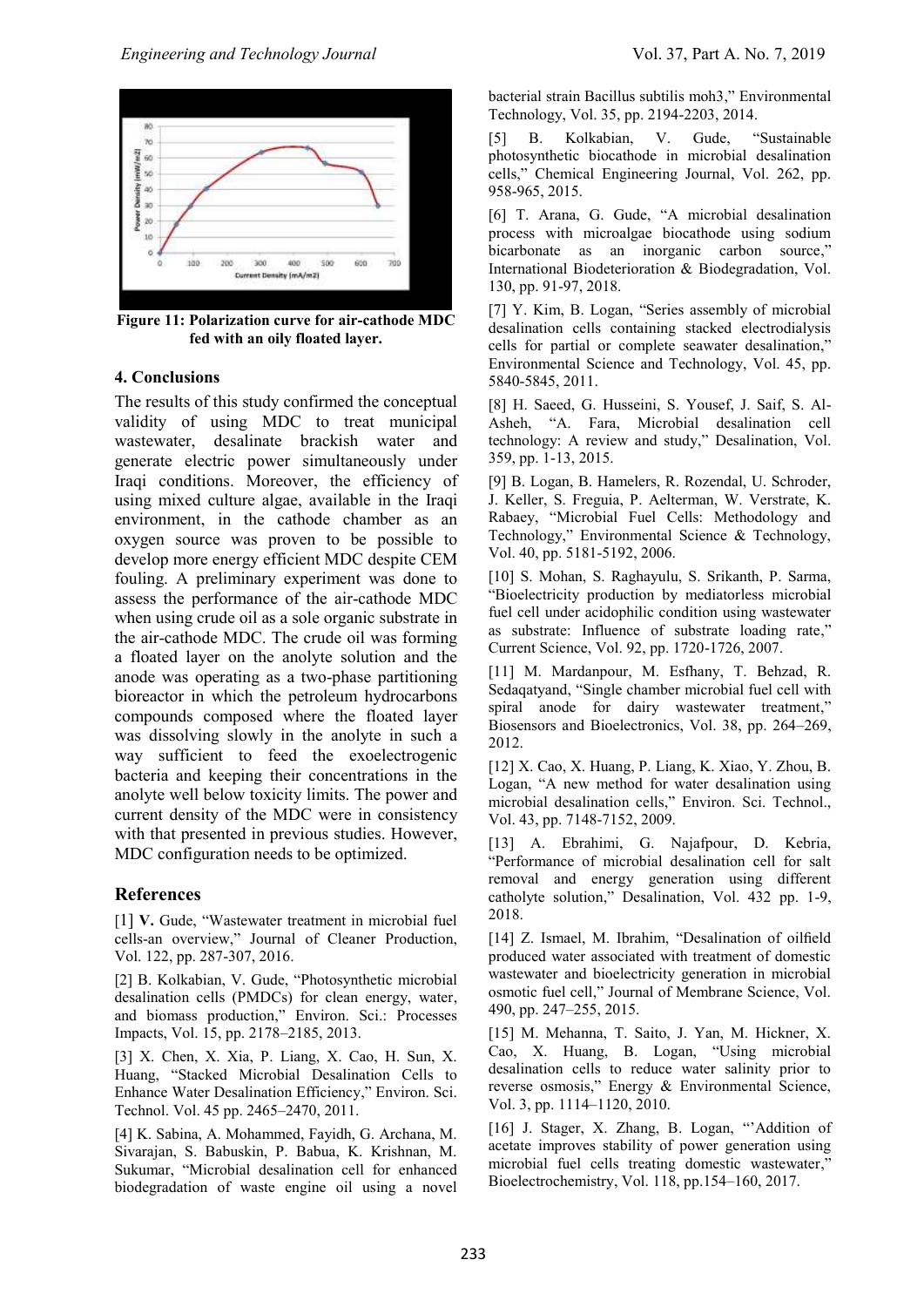Figure 11: Polarization curve for air-cathode MDC fed with an oily floated layer.

## 4. Conclusions

The results of this study confirmed the conceptual validity of using MDC to treat municipal wastewater, desalinate brackish water and generate electric power simultaneously under Iraqi conditions. Moreover, the efficiency of using mixed culture algae, available in the Iraqi environment, in the cathode chamber as an oxygen source was proven to be possible to develop more energy efficient MDC despite CEM fouling. A preliminary experiment was done to assess the performance of the air-cathode MDC when using crude oil as a sole organic substrate in the air-cathode MDC. The crude oil was forming a floated layer on the anolyte solution and the anode was operating as a two-phase partitioning bioreactor in which the petroleum hydrocarbons compounds composed where the floated layer was dissolving slowly in the anolyte in such a way sufficient to feed the exoelectrogenic bacteria and keeping their concentrations in the anolyte well below toxicity limits. The power and current density of the MDC were in consistency with that presented in previous studies. However, MDC configuration needs to be optimized.

## References

[1] V. Gude, "Wastewater treatment in microbial fuel cells-an overview," Journal of Cleaner Production, Vol. 122, pp. 287-307, 2016.

[2] B. Kolkabian, V. Gude, "Photosynthetic microbial desalination cells (PMDCs) for clean energy, water, and biomass production," Environ. Sci.: Processes Impacts, Vol. 15, pp. 2178–2185, 2013.

[3] X. Chen, X. Xia, P. Liang, X. Cao, H. Sun, X. Huang, "Stacked Microbial Desalination Cells to Enhance Water Desalination Efficiency," Environ. Sci. Technol. Vol. 45 pp. 2465–2470, 2011.

[4] K. Sabina, A. Mohammed, Fayidh, G. Archana, M. Sivarajan, S. Babuskin, P. Babua, K. Krishnan, M. Sukumar, "Microbial desalination cell for enhanced biodegradation of waste engine oil using a novel bacterial strain Bacillus subtilis moh3," Environmental Technology, Vol. 35, pp. 2194-2203, 2014.

[5] B. Kolkabian, V. Gude, "Sustainable photosynthetic biocathode in microbial desalination cells," Chemical Engineering Journal, Vol. 262, pp. 958-965, 2015.

[6] T. Arana, G. Gude, "A microbial desalination process with microalgae biocathode using sodium bicarbonate as an inorganic carbon source," International Biodeterioration & Biodegradation, Vol. 130, pp. 91-97, 2018.

[7] Y. Kim, B. Logan, "Series assembly of microbial desalination cells containing stacked electrodialysis cells for partial or complete seawater desalination," Environmental Science and Technology, Vol. 45, pp. 5840-5845, 2011.

[8] H. Saeed, G. Husseini, S. Yousef, J. Saif, S. Al-Asheh, "A. Fara, Microbial desalination cell technology: A review and study," Desalination, Vol. 359, pp. 1-13, 2015.

[9] B. Logan, B. Hamelers, R. Rozendal, U. Schroder, J. Keller, S. Freguia, P. Aelterman, W. Verstrate, K. Rabaey, "Microbial Fuel Cells: Methodology and Technology," Environmental Science & Technology, Vol. 40, pp. 5181-5192, 2006.

[10] S. Mohan, S. Raghayulu, S. Srikanth, P. Sarma, "Bioelectricity production by mediatorless microbial fuel cell under acidophilic condition using wastewater as substrate: Influence of substrate loading rate," Current Science, Vol. 92, pp. 1720-1726, 2007.

[11] M. Mardanpour, M. Esfhany, T. Behzad, R. Sedaqatyand, "Single chamber microbial fuel cell with spiral anode for dairy wastewater treatment," Biosensors and Bioelectronics, Vol. 38, pp. 264–269, 2012.

[12] X. Cao, X. Huang, P. Liang, K. Xiao, Y. Zhou, B. Logan, "A new method for water desalination using microbial desalination cells," Environ. Sci. Technol., Vol. 43, pp. 7148-7152, 2009.

[13] A. Ebrahimi, G. Najafpour, D. Kebria, "Performance of microbial desalination cell for salt removal and energy generation using different catholyte solution," Desalination, Vol. 432 pp. 1-9, 2018.

[14] Z. Ismael, M. Ibrahim, "Desalination of oilfield produced water associated with treatment of domestic wastewater and bioelectricity generation in microbial osmotic fuel cell," Journal of Membrane Science, Vol. 490, pp. 247–255, 2015.

[15] M. Mehanna, T. Saito, J. Yan, M. Hickner, X. Cao, X. Huang, B. Logan, "Using microbial desalination cells to reduce water salinity prior to reverse osmosis," Energy & Environmental Science, Vol. 3, pp. 1114–1120, 2010.

[16] J. Stager, X. Zhang, B. Logan, "'Addition of acetate improves stability of power generation using microbial fuel cells treating domestic wastewater," Bioelectrochemistry, Vol. 118, pp.154–160, 2017.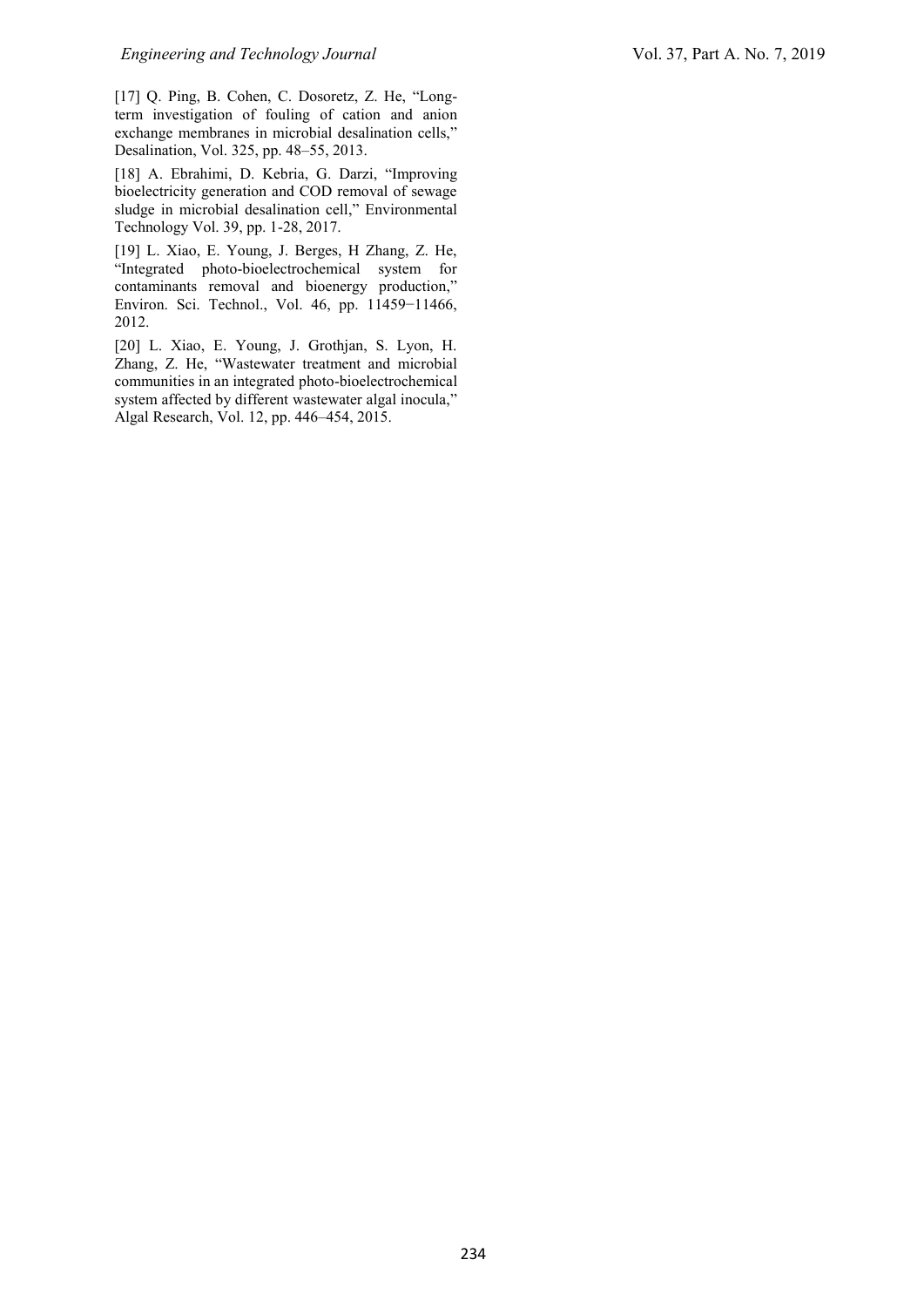[17] Q. Ping, B. Cohen, C. Dosoretz, Z. He, "Long-term investigation of fouling of cation and anion exchange membranes in microbial desalination cells," Desalination, Vol. 325, pp. 48–55, 2013.

[18] A. Ebrahimi, D. Kebria, G. Darzi, "Improving bioelectricity generation and COD removal of sewage sludge in microbial desalination cell," Environmental Technology Vol. 39, pp. 1-28, 2017.

[19] L. Xiao, E. Young, J. Berges, H Zhang, Z. He, "Integrated photo-bioelectrochemical system for contaminants removal and bioenergy production," Environ. Sci. Technol., Vol. 46, pp. 11459−11466, 2012.

[20] L. Xiao, E. Young, J. Grothjan, S. Lyon, H. Zhang, Z. He, "Wastewater treatment and microbial communities in an integrated photo-bioelectrochemical system affected by different wastewater algal inocula," Algal Research, Vol. 12, pp. 446–454, 2015.